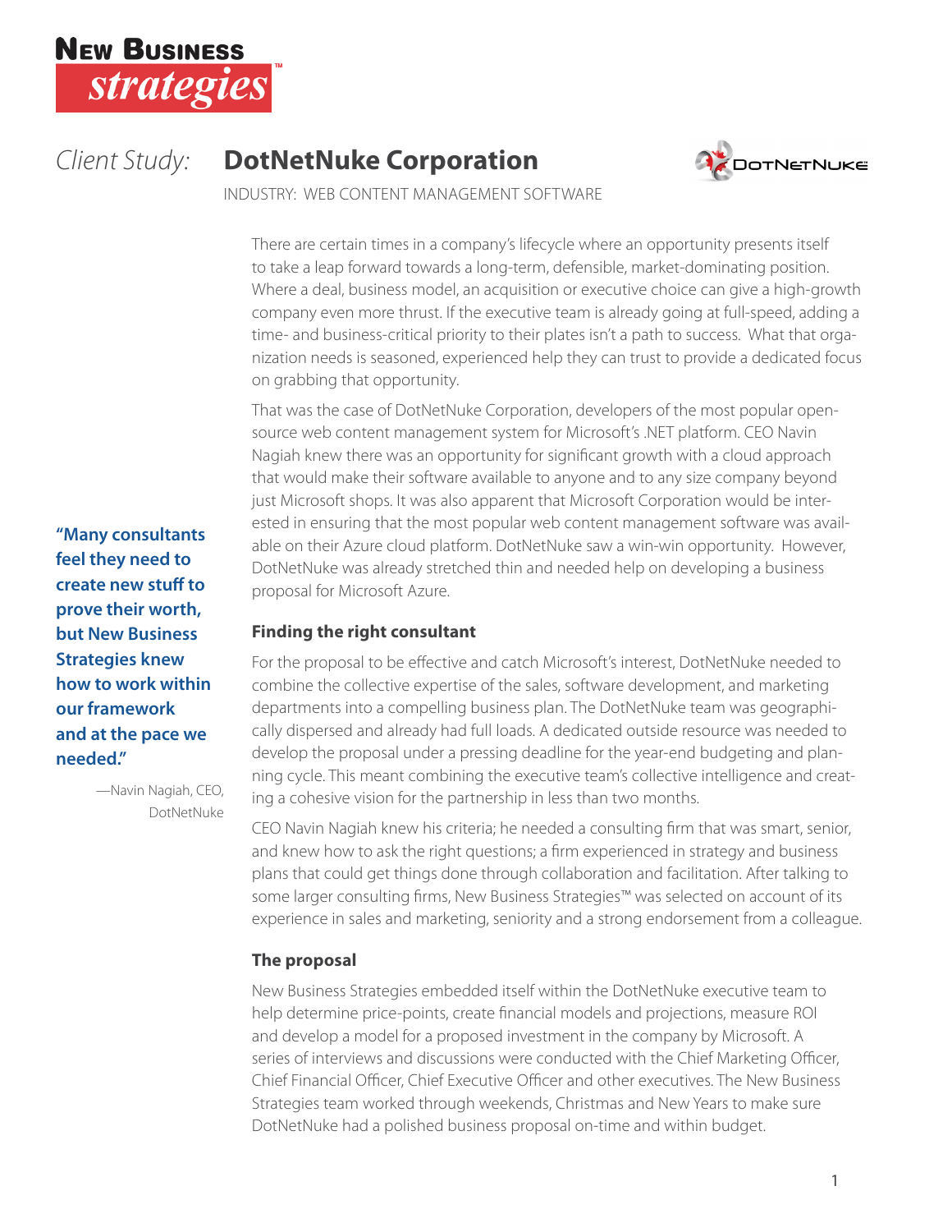# Client Study: DotNetNuke Corporation

INDUSTRY: WEB CONTENT MANAGEMENT SOFTWARE

There are certain times in a company's lifecycle where an opportunity presents itself to take a leap forward towards a long-term, defensible, market-dominating position. Where a deal, business model, an acquisition or executive choice can give a high-growth company even more thrust. If the executive team is already going at full-speed, adding a time- and business-critical priority to their plates isn't a path to success. What that organization needs is seasoned, experienced help they can trust to provide a dedicated focus on grabbing that opportunity.

That was the case of DotNetNuke Corporation, developers of the most popular open-source web content management system for Microsoft's .NET platform. CEO Navin Nagiah knew there was an opportunity for significant growth with a cloud approach that would make their software available to anyone and to any size company beyond just Microsoft shops. It was also apparent that Microsoft Corporation would be interested in ensuring that the most popular web content management software was available on their Azure cloud platform. DotNetNuke saw a win-win opportunity. However, DotNetNuke was already stretched thin and needed help on developing a business proposal for Microsoft Azure.

> **"Many consultants feel they need to create new stuff to prove their worth, but New Business Strategies knew how to work within our framework and at the pace we needed."**
>
> —Navin Nagiah, CEO, DotNetNuke

## Finding the right consultant

For the proposal to be effective and catch Microsoft's interest, DotNetNuke needed to combine the collective expertise of the sales, software development, and marketing departments into a compelling business plan. The DotNetNuke team was geographically dispersed and already had full loads. A dedicated outside resource was needed to develop the proposal under a pressing deadline for the year-end budgeting and planning cycle. This meant combining the executive team's collective intelligence and creating a cohesive vision for the partnership in less than two months.

CEO Navin Nagiah knew his criteria; he needed a consulting firm that was smart, senior, and knew how to ask the right questions; a firm experienced in strategy and business plans that could get things done through collaboration and facilitation. After talking to some larger consulting firms, New Business Strategies™ was selected on account of its experience in sales and marketing, seniority and a strong endorsement from a colleague.

## The proposal

New Business Strategies embedded itself within the DotNetNuke executive team to help determine price-points, create financial models and projections, measure ROI and develop a model for a proposed investment in the company by Microsoft. A series of interviews and discussions were conducted with the Chief Marketing Officer, Chief Financial Officer, Chief Executive Officer and other executives. The New Business Strategies team worked through weekends, Christmas and New Years to make sure DotNetNuke had a polished business proposal on-time and within budget.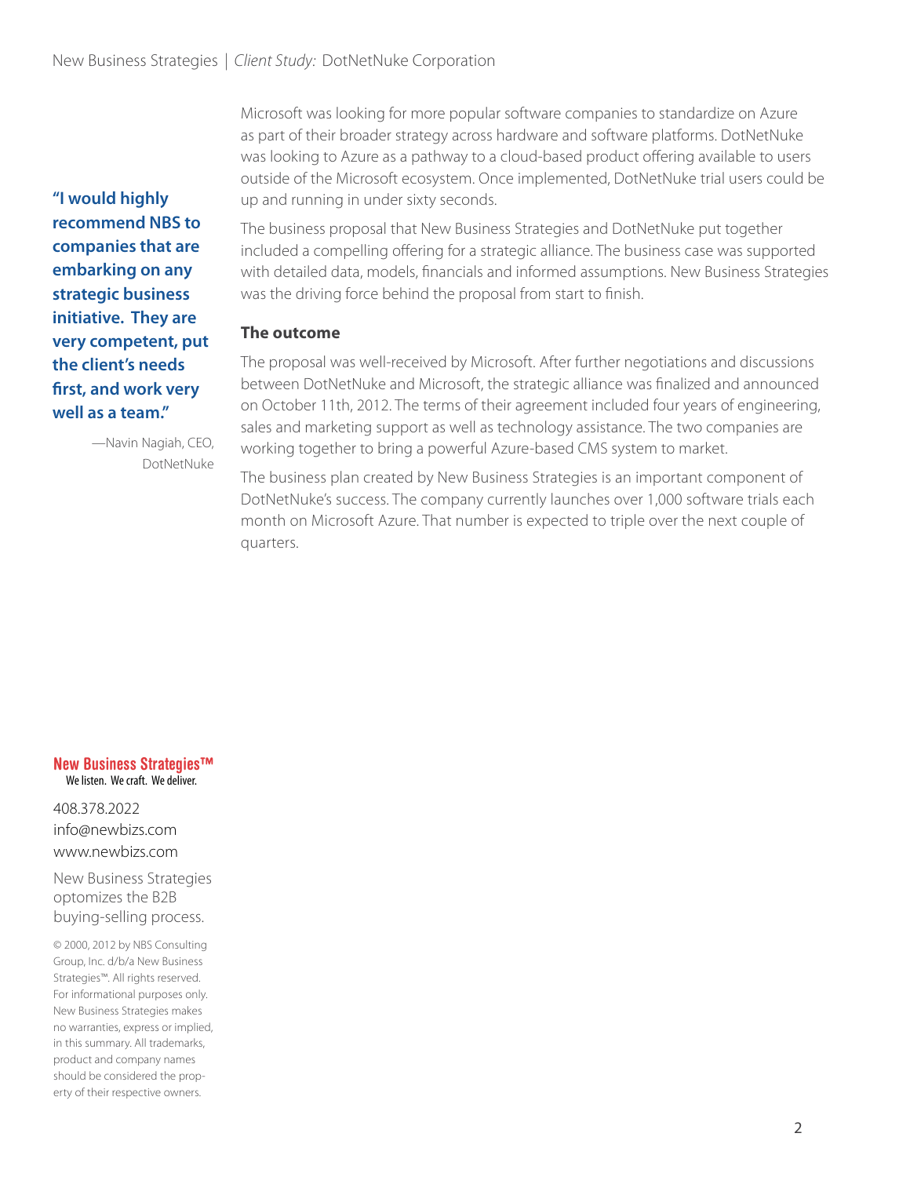Microsoft was looking for more popular software companies to standardize on Azure as part of their broader strategy across hardware and software platforms. DotNetNuke was looking to Azure as a pathway to a cloud-based product offering available to users outside of the Microsoft ecosystem. Once implemented, DotNetNuke trial users could be up and running in under sixty seconds.

The business proposal that New Business Strategies and DotNetNuke put together included a compelling offering for a strategic alliance. The business case was supported with detailed data, models, financials and informed assumptions. New Business Strategies was the driving force behind the proposal from start to finish.

**"I would highly recommend NBS to companies that are embarking on any strategic business initiative. They are very competent, put the client's needs first, and work very well as a team."**

—Navin Nagiah, CEO, DotNetNuke

### The outcome

The proposal was well-received by Microsoft. After further negotiations and discussions between DotNetNuke and Microsoft, the strategic alliance was finalized and announced on October 11th, 2012. The terms of their agreement included four years of engineering, sales and marketing support as well as technology assistance. The two companies are working together to bring a powerful Azure-based CMS system to market.

The business plan created by New Business Strategies is an important component of DotNetNuke's success. The company currently launches over 1,000 software trials each month on Microsoft Azure. That number is expected to triple over the next couple of quarters.

**New Business Strategies™**
We listen. We craft. We deliver.

408.378.2022
info@newbizs.com
www.newbizs.com

New Business Strategies optomizes the B2B buying-selling process.

© 2000, 2012 by NBS Consulting Group, Inc. d/b/a New Business Strategies™. All rights reserved. For informational purposes only. New Business Strategies makes no warranties, express or implied, in this summary. All trademarks, product and company names should be considered the property of their respective owners.